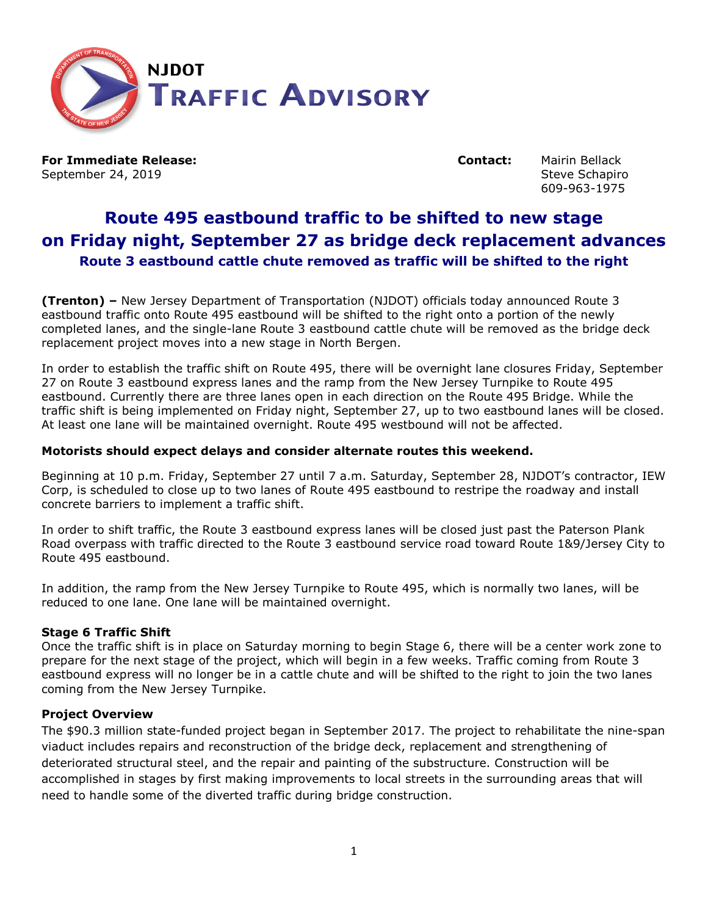# NJDOT TRAFFIC ADVISORY

**For Immediate Release:**
September 24, 2019

**Contact:** Mairin Bellack
Steve Schapiro
609-963-1975

## Route 495 eastbound traffic to be shifted to new stage on Friday night, September 27 as bridge deck replacement advances

### Route 3 eastbound cattle chute removed as traffic will be shifted to the right

**(Trenton) –** New Jersey Department of Transportation (NJDOT) officials today announced Route 3 eastbound traffic onto Route 495 eastbound will be shifted to the right onto a portion of the newly completed lanes, and the single-lane Route 3 eastbound cattle chute will be removed as the bridge deck replacement project moves into a new stage in North Bergen.

In order to establish the traffic shift on Route 495, there will be overnight lane closures Friday, September 27 on Route 3 eastbound express lanes and the ramp from the New Jersey Turnpike to Route 495 eastbound. Currently there are three lanes open in each direction on the Route 495 Bridge. While the traffic shift is being implemented on Friday night, September 27, up to two eastbound lanes will be closed. At least one lane will be maintained overnight. Route 495 westbound will not be affected.

**Motorists should expect delays and consider alternate routes this weekend.**

Beginning at 10 p.m. Friday, September 27 until 7 a.m. Saturday, September 28, NJDOT's contractor, IEW Corp, is scheduled to close up to two lanes of Route 495 eastbound to restripe the roadway and install concrete barriers to implement a traffic shift.

In order to shift traffic, the Route 3 eastbound express lanes will be closed just past the Paterson Plank Road overpass with traffic directed to the Route 3 eastbound service road toward Route 1&9/Jersey City to Route 495 eastbound.

In addition, the ramp from the New Jersey Turnpike to Route 495, which is normally two lanes, will be reduced to one lane. One lane will be maintained overnight.

**Stage 6 Traffic Shift**

Once the traffic shift is in place on Saturday morning to begin Stage 6, there will be a center work zone to prepare for the next stage of the project, which will begin in a few weeks. Traffic coming from Route 3 eastbound express will no longer be in a cattle chute and will be shifted to the right to join the two lanes coming from the New Jersey Turnpike.

**Project Overview**

The $90.3 million state-funded project began in September 2017. The project to rehabilitate the nine-span viaduct includes repairs and reconstruction of the bridge deck, replacement and strengthening of deteriorated structural steel, and the repair and painting of the substructure. Construction will be accomplished in stages by first making improvements to local streets in the surrounding areas that will need to handle some of the diverted traffic during bridge construction.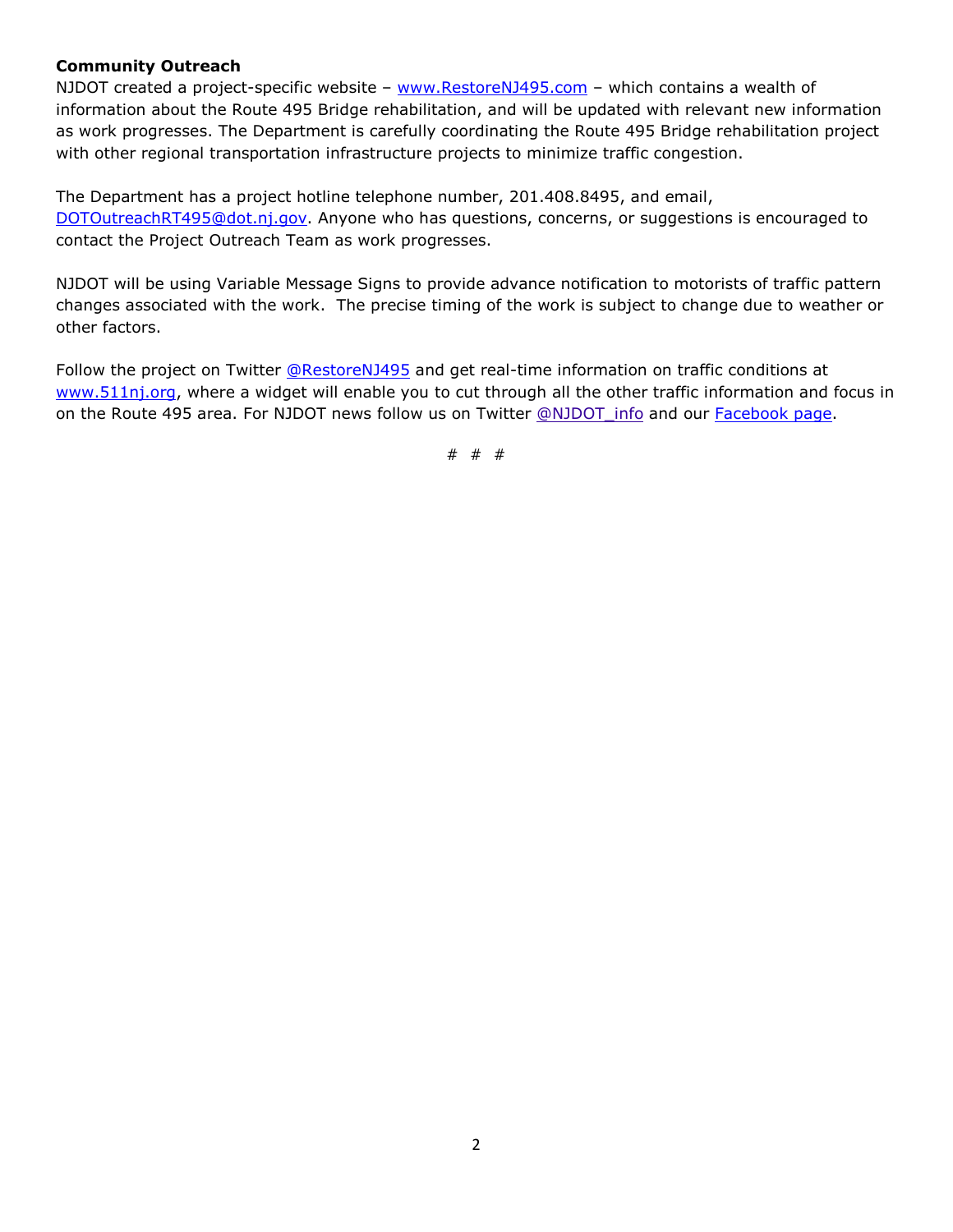**Community Outreach**

NJDOT created a project-specific website – www.RestoreNJ495.com – which contains a wealth of information about the Route 495 Bridge rehabilitation, and will be updated with relevant new information as work progresses. The Department is carefully coordinating the Route 495 Bridge rehabilitation project with other regional transportation infrastructure projects to minimize traffic congestion.

The Department has a project hotline telephone number, 201.408.8495, and email, DOTOutreachRT495@dot.nj.gov. Anyone who has questions, concerns, or suggestions is encouraged to contact the Project Outreach Team as work progresses.

NJDOT will be using Variable Message Signs to provide advance notification to motorists of traffic pattern changes associated with the work. The precise timing of the work is subject to change due to weather or other factors.

Follow the project on Twitter @RestoreNJ495 and get real-time information on traffic conditions at www.511nj.org, where a widget will enable you to cut through all the other traffic information and focus in on the Route 495 area. For NJDOT news follow us on Twitter @NJDOT_info and our Facebook page.

# # #